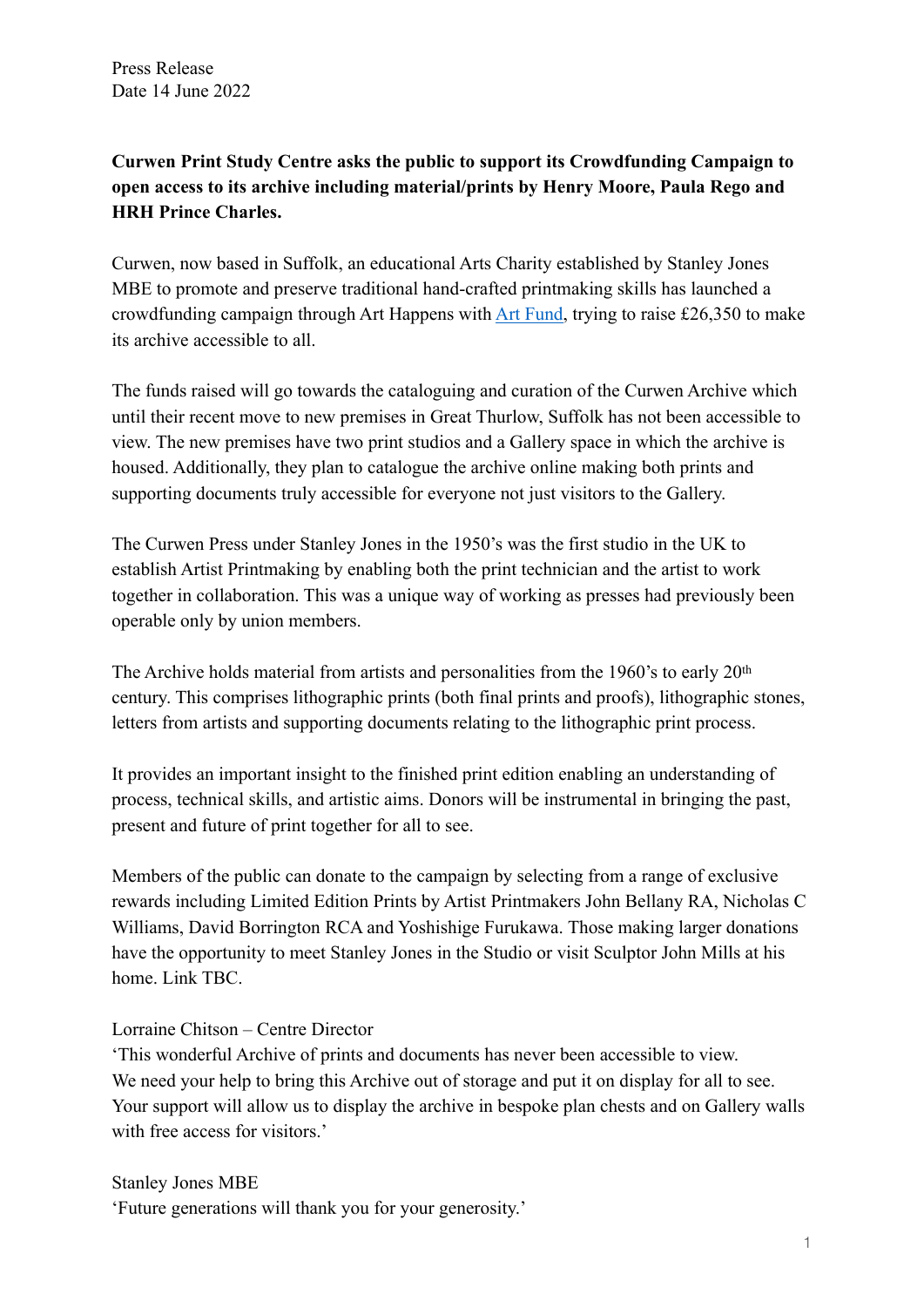Press Release
Date 14 June 2022

**Curwen Print Study Centre asks the public to support its Crowdfunding Campaign to open access to its archive including material/prints by Henry Moore, Paula Rego and HRH Prince Charles.**

Curwen, now based in Suffolk, an educational Arts Charity established by Stanley Jones MBE to promote and preserve traditional hand-crafted printmaking skills has launched a crowdfunding campaign through Art Happens with Art Fund, trying to raise £26,350 to make its archive accessible to all.

The funds raised will go towards the cataloguing and curation of the Curwen Archive which until their recent move to new premises in Great Thurlow, Suffolk has not been accessible to view. The new premises have two print studios and a Gallery space in which the archive is housed. Additionally, they plan to catalogue the archive online making both prints and supporting documents truly accessible for everyone not just visitors to the Gallery.

The Curwen Press under Stanley Jones in the 1950's was the first studio in the UK to establish Artist Printmaking by enabling both the print technician and the artist to work together in collaboration. This was a unique way of working as presses had previously been operable only by union members.

The Archive holds material from artists and personalities from the 1960's to early 20th century. This comprises lithographic prints (both final prints and proofs), lithographic stones, letters from artists and supporting documents relating to the lithographic print process.

It provides an important insight to the finished print edition enabling an understanding of process, technical skills, and artistic aims. Donors will be instrumental in bringing the past, present and future of print together for all to see.

Members of the public can donate to the campaign by selecting from a range of exclusive rewards including Limited Edition Prints by Artist Printmakers John Bellany RA, Nicholas C Williams, David Borrington RCA and Yoshishige Furukawa. Those making larger donations have the opportunity to meet Stanley Jones in the Studio or visit Sculptor John Mills at his home. Link TBC.

Lorraine Chitson – Centre Director
'This wonderful Archive of prints and documents has never been accessible to view. We need your help to bring this Archive out of storage and put it on display for all to see. Your support will allow us to display the archive in bespoke plan chests and on Gallery walls with free access for visitors.'

Stanley Jones MBE
'Future generations will thank you for your generosity.'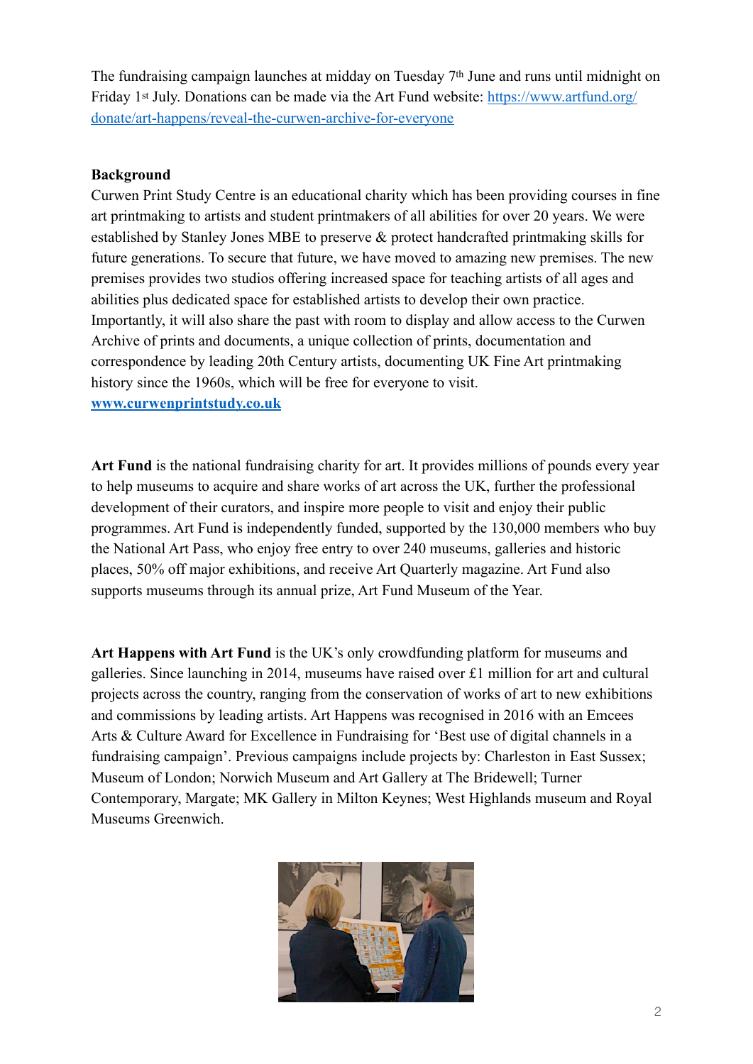The fundraising campaign launches at midday on Tuesday 7th June and runs until midnight on Friday 1st July. Donations can be made via the Art Fund website: [https://www.artfund.org/donate/art-happens/reveal-the-curwen-archive-for-everyone](https://www.artfund.org/donate/art-happens/reveal-the-curwen-archive-for-everyone)

**Background**

Curwen Print Study Centre is an educational charity which has been providing courses in fine art printmaking to artists and student printmakers of all abilities for over 20 years. We were established by Stanley Jones MBE to preserve & protect handcrafted printmaking skills for future generations. To secure that future, we have moved to amazing new premises. The new premises provides two studios offering increased space for teaching artists of all ages and abilities plus dedicated space for established artists to develop their own practice. Importantly, it will also share the past with room to display and allow access to the Curwen Archive of prints and documents, a unique collection of prints, documentation and correspondence by leading 20th Century artists, documenting UK Fine Art printmaking history since the 1960s, which will be free for everyone to visit.

**[www.curwenprintstudy.co.uk](http://www.curwenprintstudy.co.uk)**

**Art Fund** is the national fundraising charity for art. It provides millions of pounds every year to help museums to acquire and share works of art across the UK, further the professional development of their curators, and inspire more people to visit and enjoy their public programmes. Art Fund is independently funded, supported by the 130,000 members who buy the National Art Pass, who enjoy free entry to over 240 museums, galleries and historic places, 50% off major exhibitions, and receive Art Quarterly magazine. Art Fund also supports museums through its annual prize, Art Fund Museum of the Year.

**Art Happens with Art Fund** is the UK's only crowdfunding platform for museums and galleries. Since launching in 2014, museums have raised over £1 million for art and cultural projects across the country, ranging from the conservation of works of art to new exhibitions and commissions by leading artists. Art Happens was recognised in 2016 with an Emcees Arts & Culture Award for Excellence in Fundraising for 'Best use of digital channels in a fundraising campaign'. Previous campaigns include projects by: Charleston in East Sussex; Museum of London; Norwich Museum and Art Gallery at The Bridewell; Turner Contemporary, Margate; MK Gallery in Milton Keynes; West Highlands museum and Royal Museums Greenwich.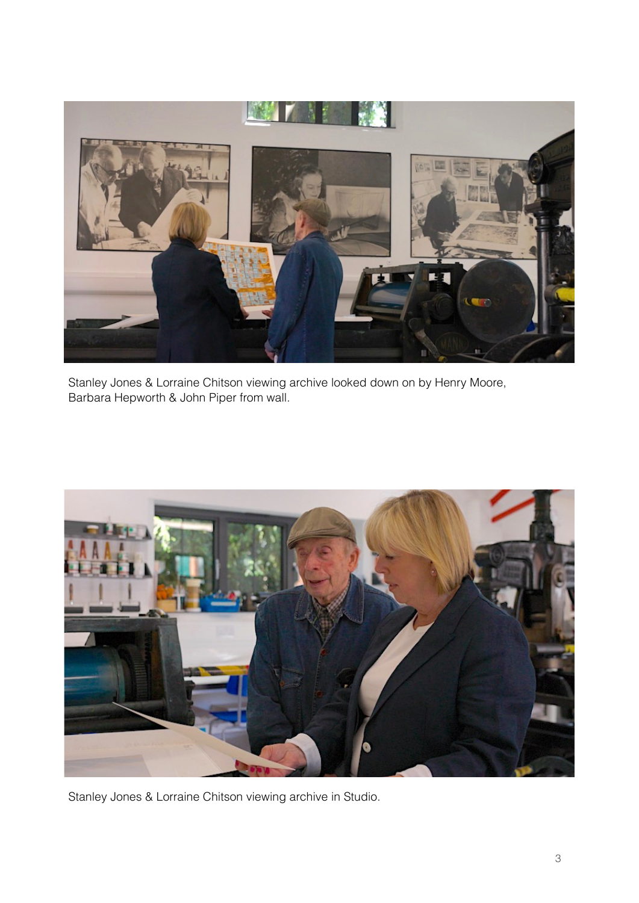Stanley Jones & Lorraine Chitson viewing archive looked down on by Henry Moore, Barbara Hepworth & John Piper from wall.

Stanley Jones & Lorraine Chitson viewing archive in Studio.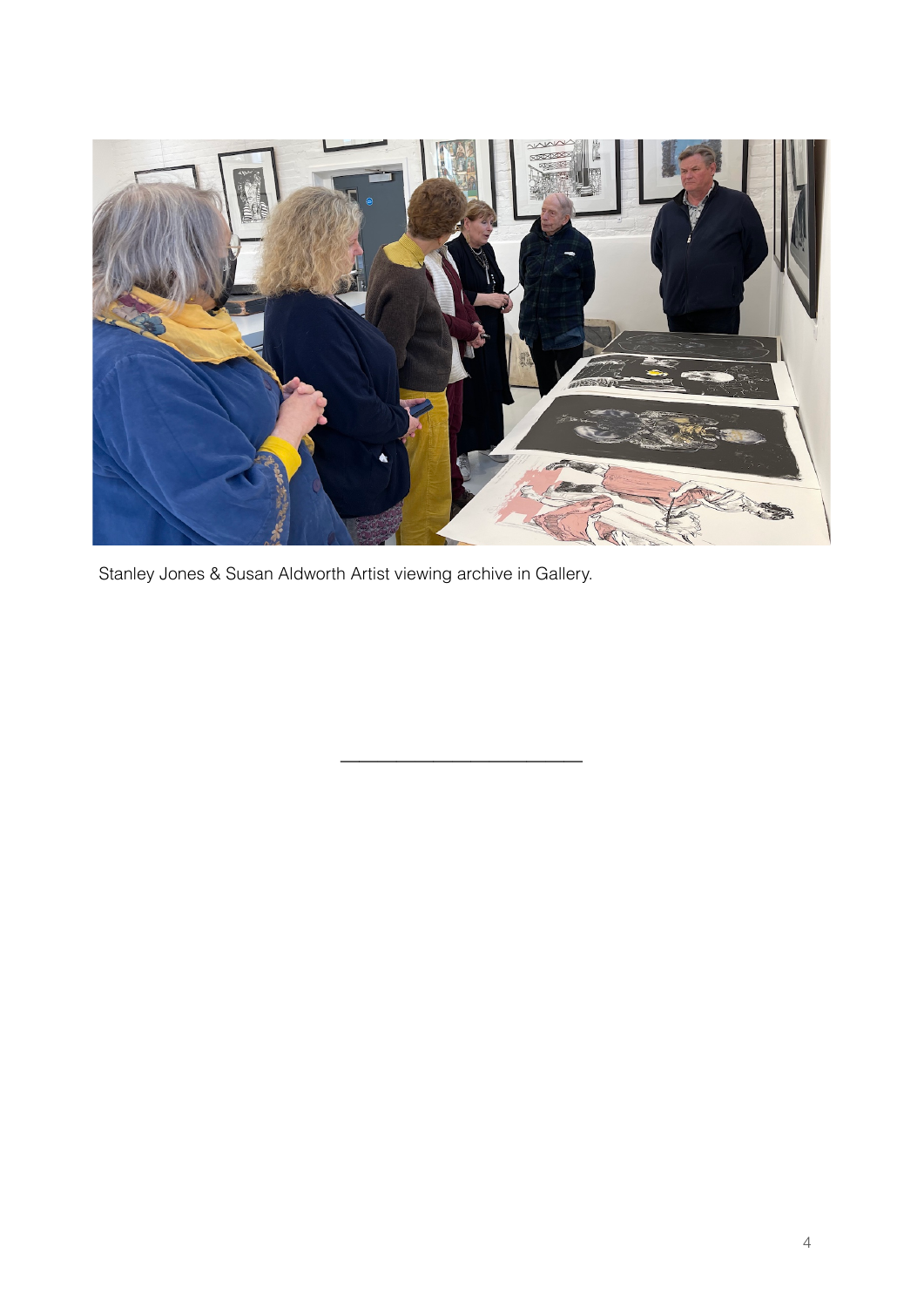Stanley Jones & Susan Aldworth Artist viewing archive in Gallery.

---